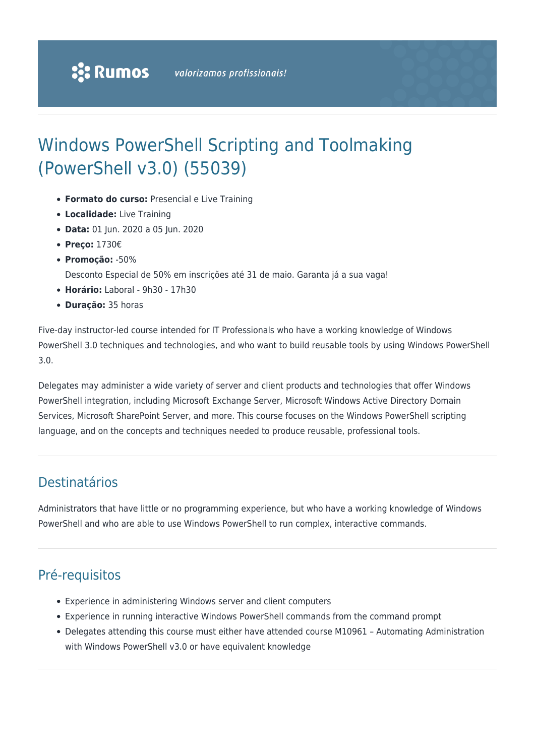Rumos valorizamos profissionais!

# Windows PowerShell Scripting and Toolmaking (PowerShell v3.0) (55039)

- **Formato do curso:** Presencial e Live Training
- **Localidade:** Live Training
- **Data:** 01 Jun. 2020 a 05 Jun. 2020
- **Preço:** 1730€
- **Promoção:** -50%
  Desconto Especial de 50% em inscrições até 31 de maio. Garanta já a sua vaga!
- **Horário:** Laboral - 9h30 - 17h30
- **Duração:** 35 horas

Five-day instructor-led course intended for IT Professionals who have a working knowledge of Windows PowerShell 3.0 techniques and technologies, and who want to build reusable tools by using Windows PowerShell 3.0.

Delegates may administer a wide variety of server and client products and technologies that offer Windows PowerShell integration, including Microsoft Exchange Server, Microsoft Windows Active Directory Domain Services, Microsoft SharePoint Server, and more. This course focuses on the Windows PowerShell scripting language, and on the concepts and techniques needed to produce reusable, professional tools.

## Destinatários

Administrators that have little or no programming experience, but who have a working knowledge of Windows PowerShell and who are able to use Windows PowerShell to run complex, interactive commands.

## Pré-requisitos

- Experience in administering Windows server and client computers
- Experience in running interactive Windows PowerShell commands from the command prompt
- Delegates attending this course must either have attended course M10961 – Automating Administration with Windows PowerShell v3.0 or have equivalent knowledge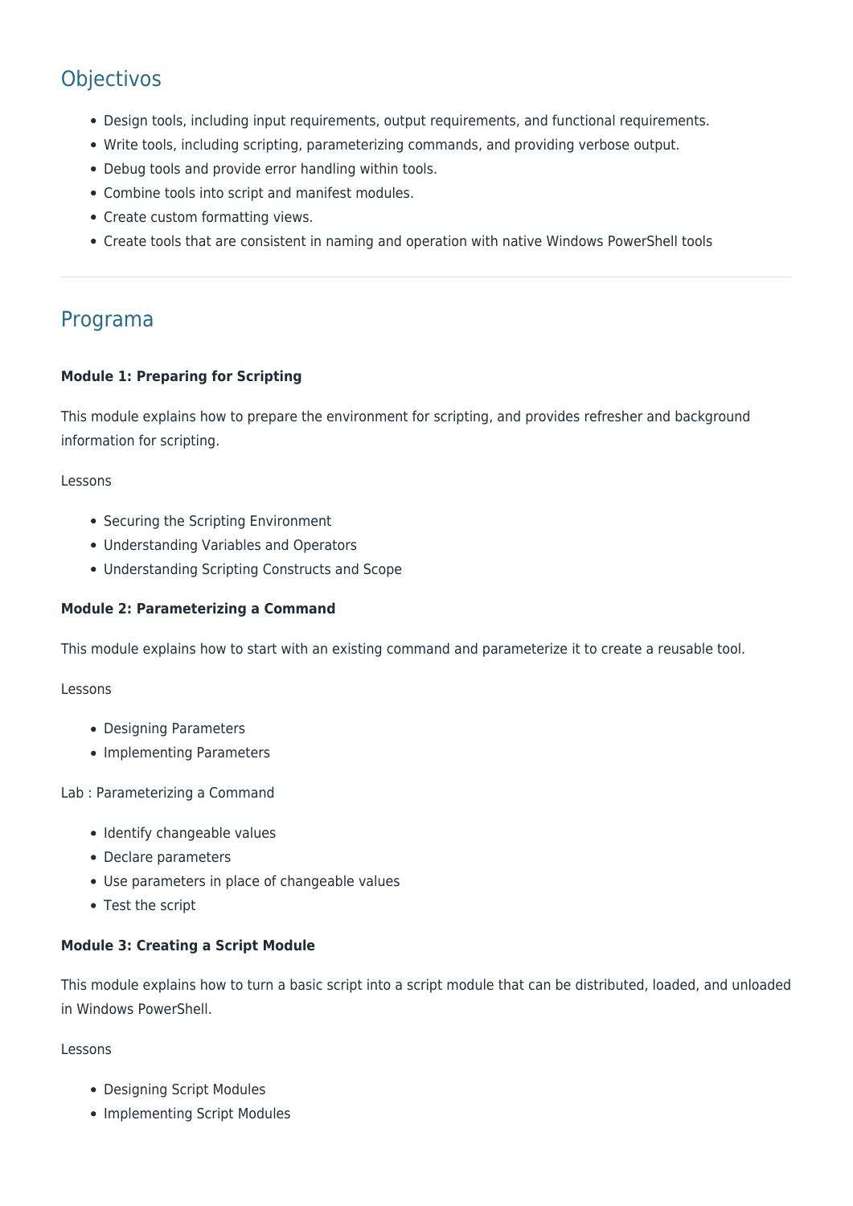## Objectivos

- Design tools, including input requirements, output requirements, and functional requirements.
- Write tools, including scripting, parameterizing commands, and providing verbose output.
- Debug tools and provide error handling within tools.
- Combine tools into script and manifest modules.
- Create custom formatting views.
- Create tools that are consistent in naming and operation with native Windows PowerShell tools

---

## Programa

**Module 1: Preparing for Scripting**

This module explains how to prepare the environment for scripting, and provides refresher and background information for scripting.

Lessons

- Securing the Scripting Environment
- Understanding Variables and Operators
- Understanding Scripting Constructs and Scope

**Module 2: Parameterizing a Command**

This module explains how to start with an existing command and parameterize it to create a reusable tool.

Lessons

- Designing Parameters
- Implementing Parameters

Lab : Parameterizing a Command

- Identify changeable values
- Declare parameters
- Use parameters in place of changeable values
- Test the script

**Module 3: Creating a Script Module**

This module explains how to turn a basic script into a script module that can be distributed, loaded, and unloaded in Windows PowerShell.

Lessons

- Designing Script Modules
- Implementing Script Modules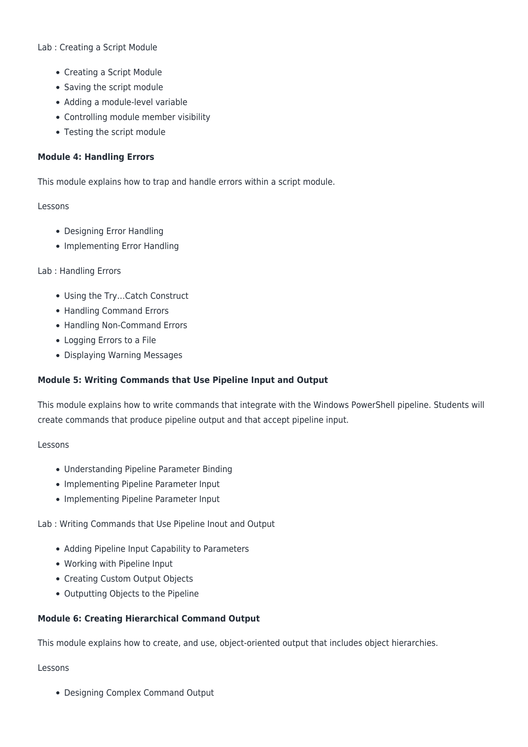Lab : Creating a Script Module

- Creating a Script Module
- Saving the script module
- Adding a module-level variable
- Controlling module member visibility
- Testing the script module

**Module 4: Handling Errors**

This module explains how to trap and handle errors within a script module.

Lessons

- Designing Error Handling
- Implementing Error Handling

Lab : Handling Errors

- Using the Try…Catch Construct
- Handling Command Errors
- Handling Non-Command Errors
- Logging Errors to a File
- Displaying Warning Messages

**Module 5: Writing Commands that Use Pipeline Input and Output**

This module explains how to write commands that integrate with the Windows PowerShell pipeline. Students will create commands that produce pipeline output and that accept pipeline input.

Lessons

- Understanding Pipeline Parameter Binding
- Implementing Pipeline Parameter Input
- Implementing Pipeline Parameter Input

Lab : Writing Commands that Use Pipeline Inout and Output

- Adding Pipeline Input Capability to Parameters
- Working with Pipeline Input
- Creating Custom Output Objects
- Outputting Objects to the Pipeline

**Module 6: Creating Hierarchical Command Output**

This module explains how to create, and use, object-oriented output that includes object hierarchies.

Lessons

- Designing Complex Command Output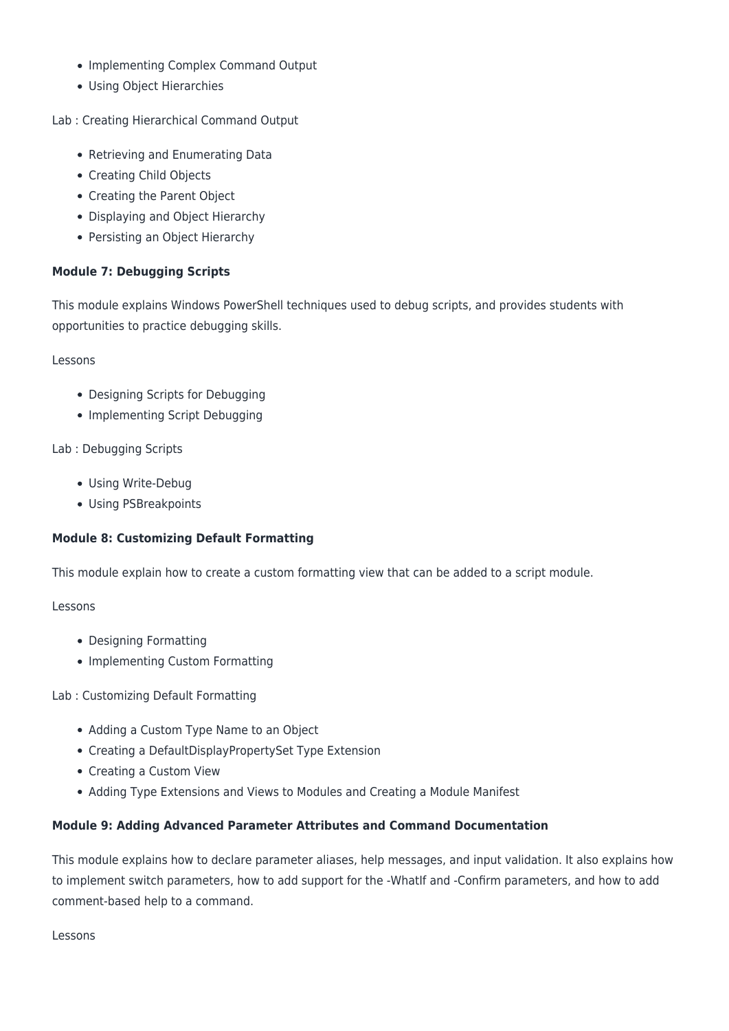- Implementing Complex Command Output
- Using Object Hierarchies

Lab : Creating Hierarchical Command Output

- Retrieving and Enumerating Data
- Creating Child Objects
- Creating the Parent Object
- Displaying and Object Hierarchy
- Persisting an Object Hierarchy

**Module 7: Debugging Scripts**

This module explains Windows PowerShell techniques used to debug scripts, and provides students with opportunities to practice debugging skills.

Lessons

- Designing Scripts for Debugging
- Implementing Script Debugging

Lab : Debugging Scripts

- Using Write-Debug
- Using PSBreakpoints

**Module 8: Customizing Default Formatting**

This module explain how to create a custom formatting view that can be added to a script module.

Lessons

- Designing Formatting
- Implementing Custom Formatting

Lab : Customizing Default Formatting

- Adding a Custom Type Name to an Object
- Creating a DefaultDisplayPropertySet Type Extension
- Creating a Custom View
- Adding Type Extensions and Views to Modules and Creating a Module Manifest

**Module 9: Adding Advanced Parameter Attributes and Command Documentation**

This module explains how to declare parameter aliases, help messages, and input validation. It also explains how to implement switch parameters, how to add support for the -WhatIf and -Confirm parameters, and how to add comment-based help to a command.

Lessons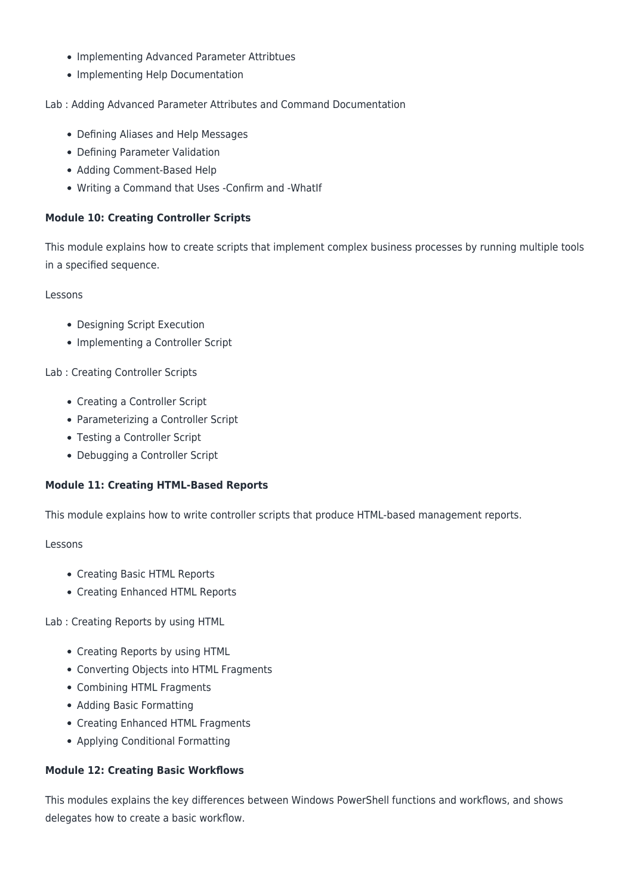- Implementing Advanced Parameter Attribtues
- Implementing Help Documentation

Lab : Adding Advanced Parameter Attributes and Command Documentation

- Defining Aliases and Help Messages
- Defining Parameter Validation
- Adding Comment-Based Help
- Writing a Command that Uses -Confirm and -WhatIf

**Module 10: Creating Controller Scripts**

This module explains how to create scripts that implement complex business processes by running multiple tools in a specified sequence.

Lessons

- Designing Script Execution
- Implementing a Controller Script

Lab : Creating Controller Scripts

- Creating a Controller Script
- Parameterizing a Controller Script
- Testing a Controller Script
- Debugging a Controller Script

**Module 11: Creating HTML-Based Reports**

This module explains how to write controller scripts that produce HTML-based management reports.

Lessons

- Creating Basic HTML Reports
- Creating Enhanced HTML Reports

Lab : Creating Reports by using HTML

- Creating Reports by using HTML
- Converting Objects into HTML Fragments
- Combining HTML Fragments
- Adding Basic Formatting
- Creating Enhanced HTML Fragments
- Applying Conditional Formatting

**Module 12: Creating Basic Workflows**

This modules explains the key differences between Windows PowerShell functions and workflows, and shows delegates how to create a basic workflow.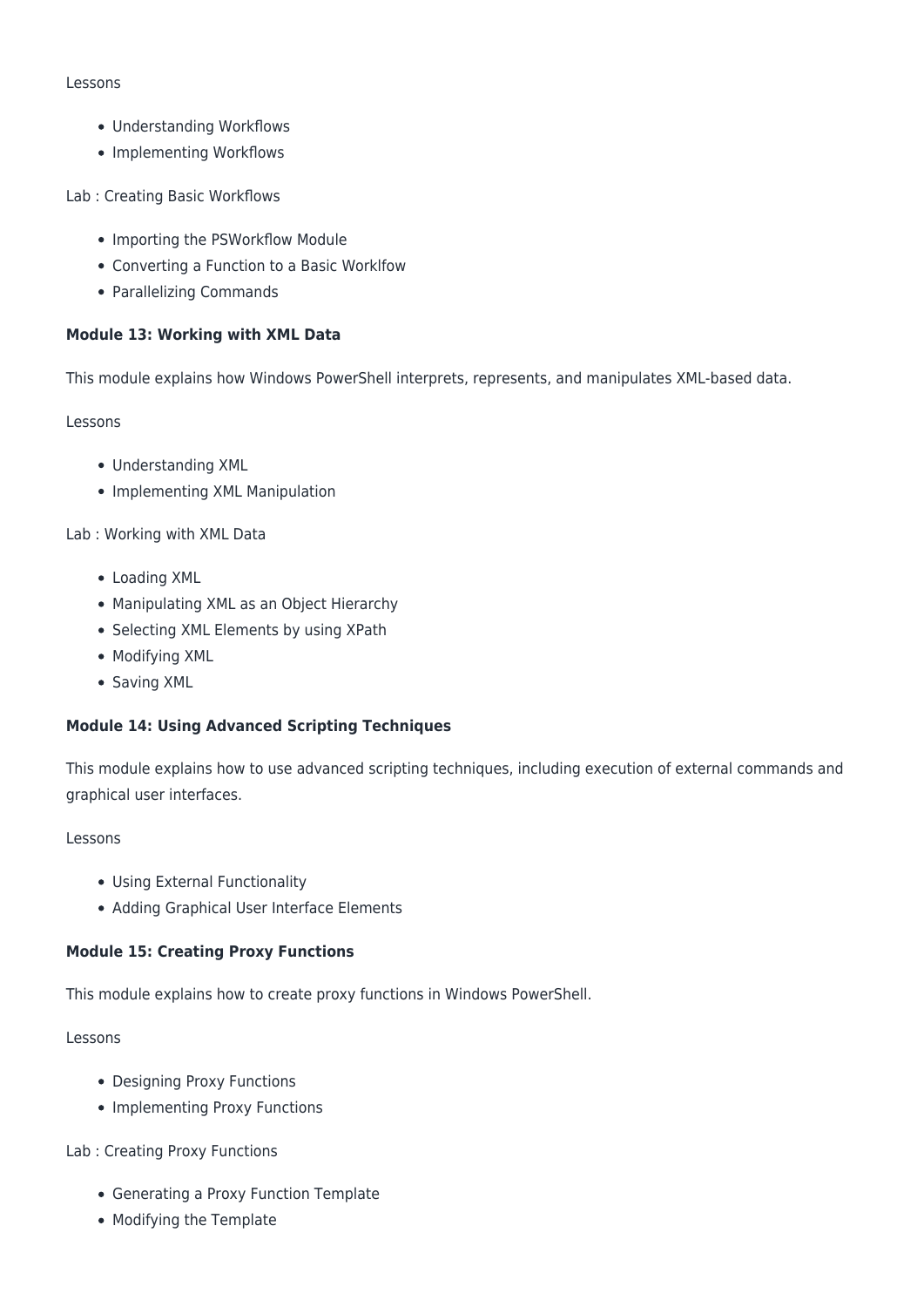Lessons

- Understanding Workflows
- Implementing Workflows

Lab : Creating Basic Workflows

- Importing the PSWorkflow Module
- Converting a Function to a Basic Worklfow
- Parallelizing Commands

**Module 13: Working with XML Data**

This module explains how Windows PowerShell interprets, represents, and manipulates XML-based data.

Lessons

- Understanding XML
- Implementing XML Manipulation

Lab : Working with XML Data

- Loading XML
- Manipulating XML as an Object Hierarchy
- Selecting XML Elements by using XPath
- Modifying XML
- Saving XML

**Module 14: Using Advanced Scripting Techniques**

This module explains how to use advanced scripting techniques, including execution of external commands and graphical user interfaces.

Lessons

- Using External Functionality
- Adding Graphical User Interface Elements

**Module 15: Creating Proxy Functions**

This module explains how to create proxy functions in Windows PowerShell.

Lessons

- Designing Proxy Functions
- Implementing Proxy Functions

Lab : Creating Proxy Functions

- Generating a Proxy Function Template
- Modifying the Template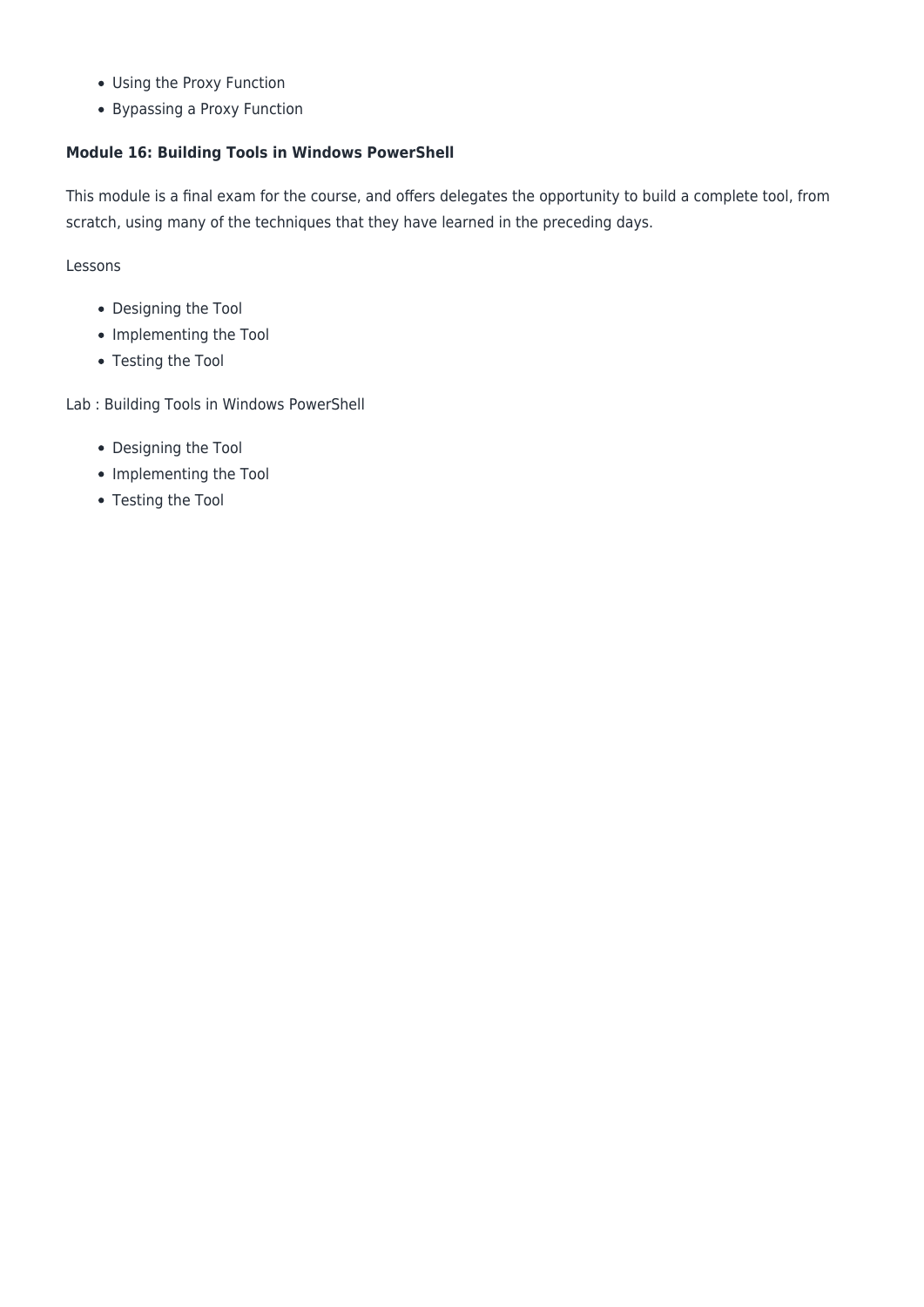- Using the Proxy Function
- Bypassing a Proxy Function

**Module 16: Building Tools in Windows PowerShell**

This module is a final exam for the course, and offers delegates the opportunity to build a complete tool, from scratch, using many of the techniques that they have learned in the preceding days.

Lessons

- Designing the Tool
- Implementing the Tool
- Testing the Tool

Lab : Building Tools in Windows PowerShell

- Designing the Tool
- Implementing the Tool
- Testing the Tool